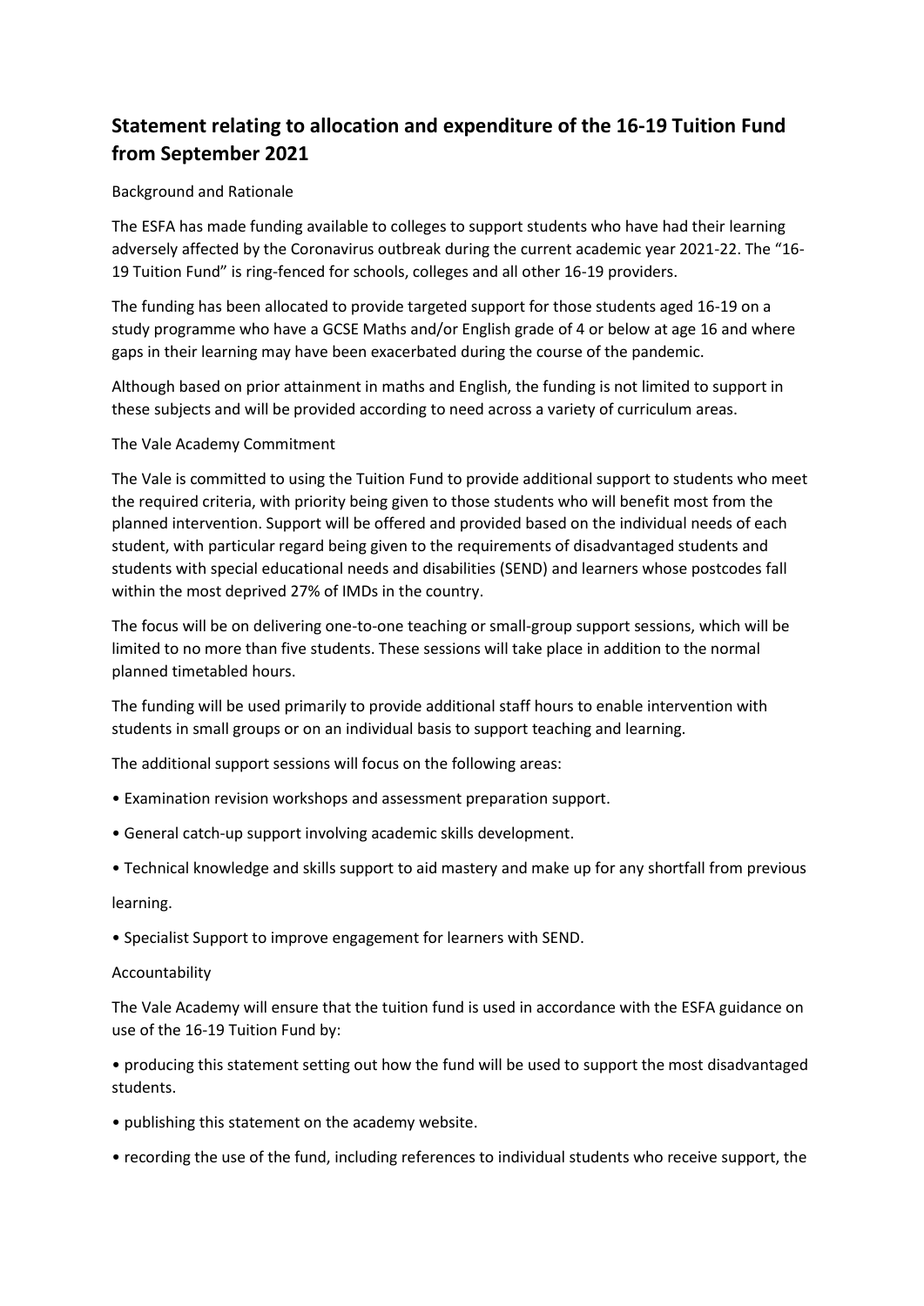# Statement relating to allocation and expenditure of the 16-19 Tuition Fund from September 2021

Background and Rationale

The ESFA has made funding available to colleges to support students who have had their learning adversely affected by the Coronavirus outbreak during the current academic year 2021-22. The "16-19 Tuition Fund" is ring-fenced for schools, colleges and all other 16-19 providers.

The funding has been allocated to provide targeted support for those students aged 16-19 on a study programme who have a GCSE Maths and/or English grade of 4 or below at age 16 and where gaps in their learning may have been exacerbated during the course of the pandemic.

Although based on prior attainment in maths and English, the funding is not limited to support in these subjects and will be provided according to need across a variety of curriculum areas.

The Vale Academy Commitment

The Vale is committed to using the Tuition Fund to provide additional support to students who meet the required criteria, with priority being given to those students who will benefit most from the planned intervention. Support will be offered and provided based on the individual needs of each student, with particular regard being given to the requirements of disadvantaged students and students with special educational needs and disabilities (SEND) and learners whose postcodes fall within the most deprived 27% of IMDs in the country.

The focus will be on delivering one-to-one teaching or small-group support sessions, which will be limited to no more than five students. These sessions will take place in addition to the normal planned timetabled hours.

The funding will be used primarily to provide additional staff hours to enable intervention with students in small groups or on an individual basis to support teaching and learning.

The additional support sessions will focus on the following areas:

- Examination revision workshops and assessment preparation support.
- General catch-up support involving academic skills development.
- Technical knowledge and skills support to aid mastery and make up for any shortfall from previous learning.
- Specialist Support to improve engagement for learners with SEND.

Accountability

The Vale Academy will ensure that the tuition fund is used in accordance with the ESFA guidance on use of the 16-19 Tuition Fund by:

- producing this statement setting out how the fund will be used to support the most disadvantaged students.
- publishing this statement on the academy website.
- recording the use of the fund, including references to individual students who receive support, the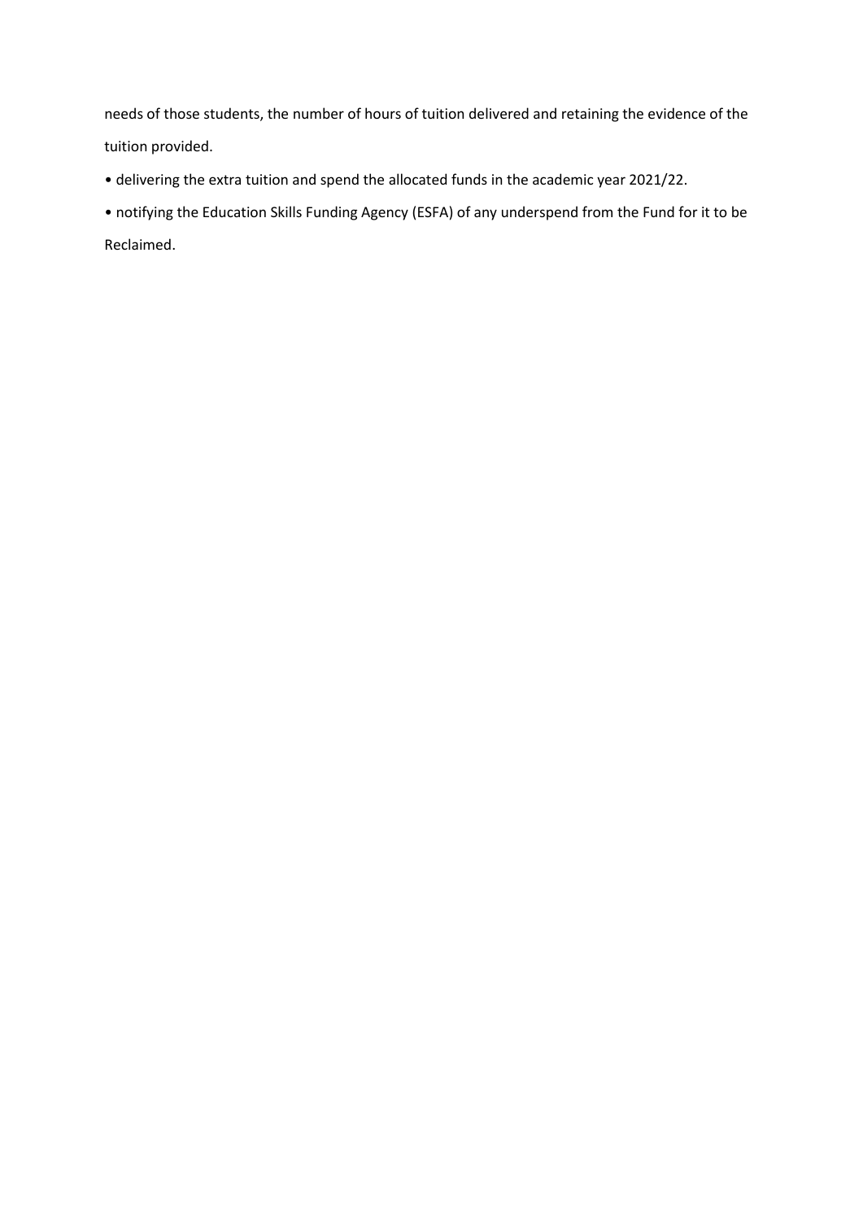needs of those students, the number of hours of tuition delivered and retaining the evidence of the tuition provided.

- delivering the extra tuition and spend the allocated funds in the academic year 2021/22.
- notifying the Education Skills Funding Agency (ESFA) of any underspend from the Fund for it to be Reclaimed.